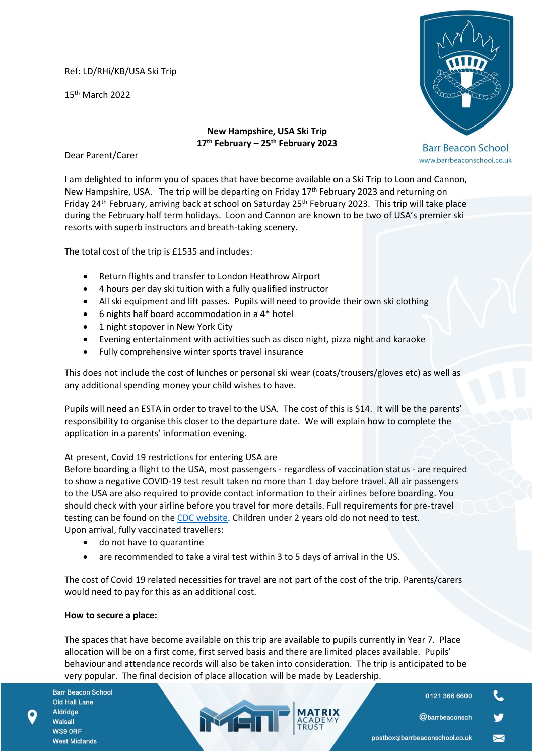Ref: LD/RHi/KB/USA Ski Trip

15th March 2022

Barr Beacon School
www.barrbeaconschool.co.uk

**New Hampshire, USA Ski Trip**
**17th February – 25th February 2023**

Dear Parent/Carer

I am delighted to inform you of spaces that have become available on a Ski Trip to Loon and Cannon, New Hampshire, USA. The trip will be departing on Friday 17th February 2023 and returning on Friday 24th February, arriving back at school on Saturday 25th February 2023. This trip will take place during the February half term holidays. Loon and Cannon are known to be two of USA's premier ski resorts with superb instructors and breath-taking scenery.

The total cost of the trip is £1535 and includes:

- Return flights and transfer to London Heathrow Airport
- 4 hours per day ski tuition with a fully qualified instructor
- All ski equipment and lift passes. Pupils will need to provide their own ski clothing
- 6 nights half board accommodation in a 4* hotel
- 1 night stopover in New York City
- Evening entertainment with activities such as disco night, pizza night and karaoke
- Fully comprehensive winter sports travel insurance

This does not include the cost of lunches or personal ski wear (coats/trousers/gloves etc) as well as any additional spending money your child wishes to have.

Pupils will need an ESTA in order to travel to the USA. The cost of this is $14. It will be the parents' responsibility to organise this closer to the departure date. We will explain how to complete the application in a parents' information evening.

At present, Covid 19 restrictions for entering USA are
Before boarding a flight to the USA, most passengers - regardless of vaccination status - are required to show a negative COVID-19 test result taken no more than 1 day before travel. All air passengers to the USA are also required to provide contact information to their airlines before boarding. You should check with your airline before you travel for more details. Full requirements for pre-travel testing can be found on the CDC website. Children under 2 years old do not need to test.
Upon arrival, fully vaccinated travellers:

- do not have to quarantine
- are recommended to take a viral test within 3 to 5 days of arrival in the US.

The cost of Covid 19 related necessities for travel are not part of the cost of the trip. Parents/carers would need to pay for this as an additional cost.

**How to secure a place:**

The spaces that have become available on this trip are available to pupils currently in Year 7. Place allocation will be on a first come, first served basis and there are limited places available. Pupils' behaviour and attendance records will also be taken into consideration. The trip is anticipated to be very popular. The final decision of place allocation will be made by Leadership.

Barr Beacon School
Old Hall Lane
Aldridge
Walsall
WS9 0RF
West Midlands

MATRIX ACADEMY TRUST

0121 366 6600
@barrbeaconsch
postbox@barrbeaconschool.co.uk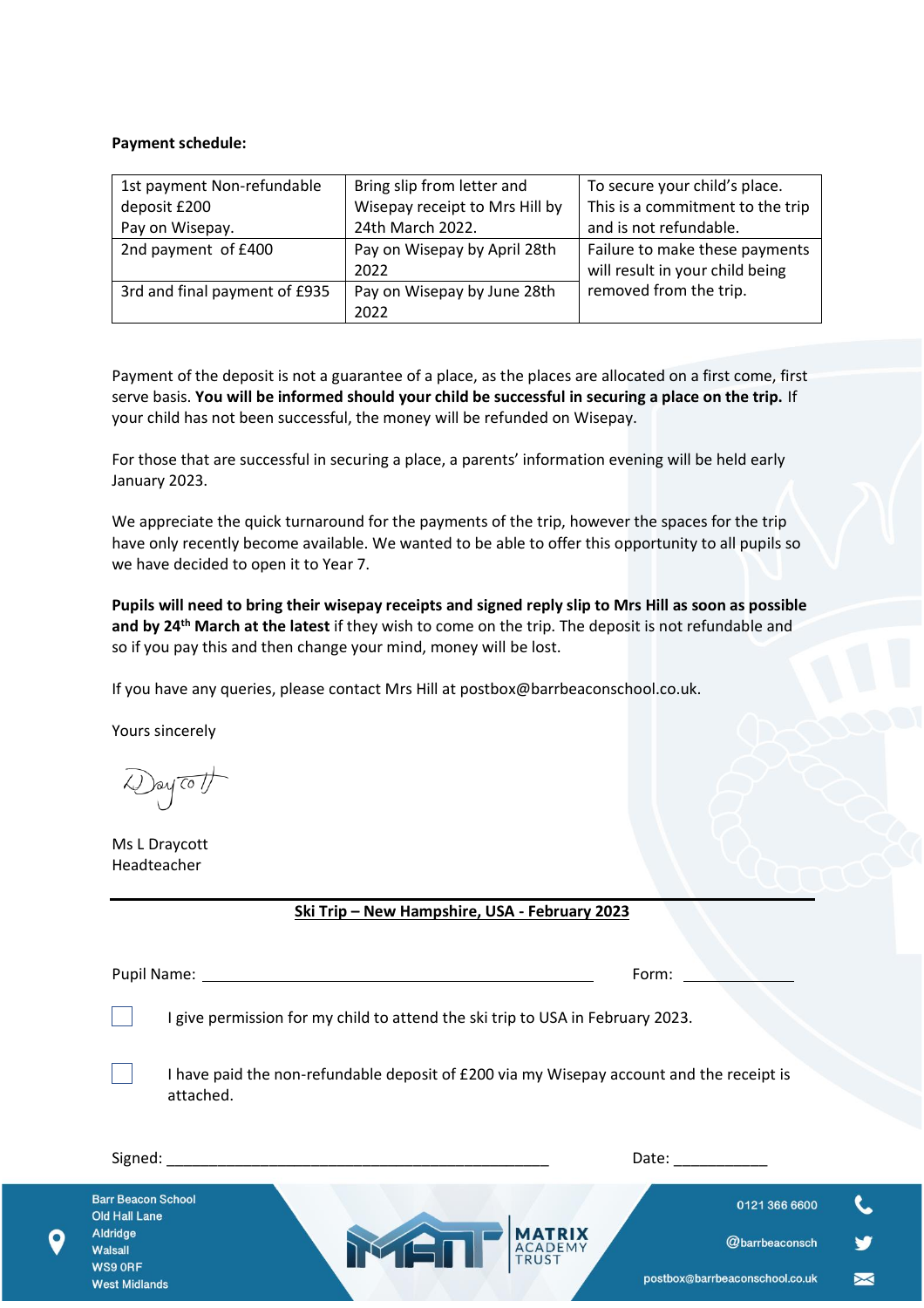**Payment schedule:**

| | | |
|---|---|---|
| 1st payment Non-refundable deposit £200<br>Pay on Wisepay. | Bring slip from letter and Wisepay receipt to Mrs Hill by 24th March 2022. | To secure your child's place. This is a commitment to the trip and is not refundable. |
| 2nd payment of £400 | Pay on Wisepay by April 28th 2022 | Failure to make these payments will result in your child being removed from the trip. |
| 3rd and final payment of £935 | Pay on Wisepay by June 28th 2022 | |

Payment of the deposit is not a guarantee of a place, as the places are allocated on a first come, first serve basis. **You will be informed should your child be successful in securing a place on the trip.** If your child has not been successful, the money will be refunded on Wisepay.

For those that are successful in securing a place, a parents' information evening will be held early January 2023.

We appreciate the quick turnaround for the payments of the trip, however the spaces for the trip have only recently become available. We wanted to be able to offer this opportunity to all pupils so we have decided to open it to Year 7.

**Pupils will need to bring their wisepay receipts and signed reply slip to Mrs Hill as soon as possible and by 24th March at the latest** if they wish to come on the trip. The deposit is not refundable and so if you pay this and then change your mind, money will be lost.

If you have any queries, please contact Mrs Hill at postbox@barrbeaconschool.co.uk.

Yours sincerely

Ms L Draycott
Headteacher

---

**Ski Trip – New Hampshire, USA - February 2023**

Pupil Name: ______________________________ Form: __________

☐ I give permission for my child to attend the ski trip to USA in February 2023.

☐ I have paid the non-refundable deposit of £200 via my Wisepay account and the receipt is attached.

Signed: ______________________________ Date: ___________